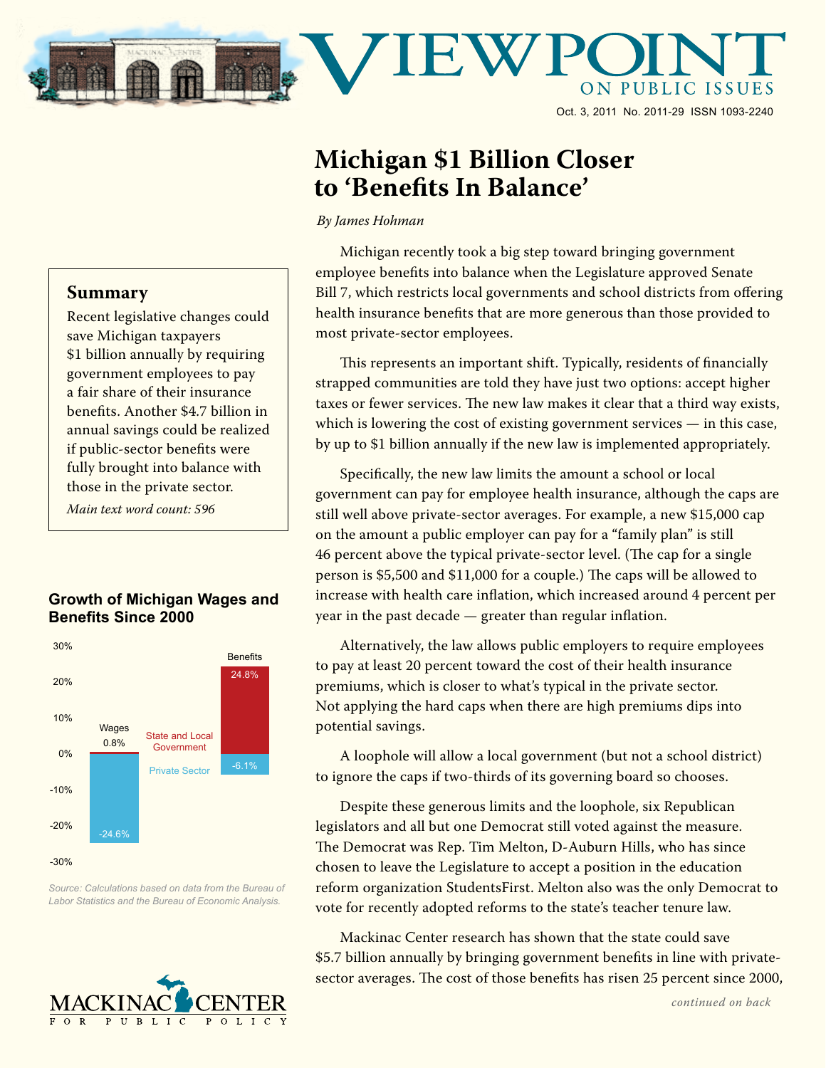# Viewpoint on Public Issues

Oct. 3, 2011 No. 2011-29 ISSN 1093-2240

# Michigan $1 Billion Closer to 'Benefits In Balance'

*By James Hohman*

## Summary

Recent legislative changes could save Michigan taxpayers $1 billion annually by requiring government employees to pay a fair share of their insurance benefits. Another $4.7 billion in annual savings could be realized if public-sector benefits were fully brought into balance with those in the private sector.

*Main text word count: 596*

Michigan recently took a big step toward bringing government employee benefits into balance when the Legislature approved Senate Bill 7, which restricts local governments and school districts from offering health insurance benefits that are more generous than those provided to most private-sector employees.

This represents an important shift. Typically, residents of financially strapped communities are told they have just two options: accept higher taxes or fewer services. The new law makes it clear that a third way exists, which is lowering the cost of existing government services — in this case, by up to $1 billion annually if the new law is implemented appropriately.

Specifically, the new law limits the amount a school or local government can pay for employee health insurance, although the caps are still well above private-sector averages. For example, a new $15,000 cap on the amount a public employer can pay for a "family plan" is still 46 percent above the typical private-sector level. (The cap for a single person is $5,500 and $11,000 for a couple.) The caps will be allowed to increase with health care inflation, which increased around 4 percent per year in the past decade — greater than regular inflation.

Alternatively, the law allows public employers to require employees to pay at least 20 percent toward the cost of their health insurance premiums, which is closer to what's typical in the private sector. Not applying the hard caps when there are high premiums dips into potential savings.

A loophole will allow a local government (but not a school district) to ignore the caps if two-thirds of its governing board so chooses.

Despite these generous limits and the loophole, six Republican legislators and all but one Democrat still voted against the measure. The Democrat was Rep. Tim Melton, D-Auburn Hills, who has since chosen to leave the Legislature to accept a position in the education reform organization StudentsFirst. Melton also was the only Democrat to vote for recently adopted reforms to the state's teacher tenure law.

Mackinac Center research has shown that the state could save $5.7 billion annually by bringing government benefits in line with private-sector averages. The cost of those benefits has risen 25 percent since 2000,

*continued on back*

**Growth of Michigan Wages and Benefits Since 2000**

| | Wages | Benefits |
|---|---|---|
| State and Local Government | 0.8% | 24.8% |
| Private Sector | -24.6% | -6.1% |

*Source: Calculations based on data from the Bureau of Labor Statistics and the Bureau of Economic Analysis.*

MACKINAC CENTER FOR PUBLIC POLICY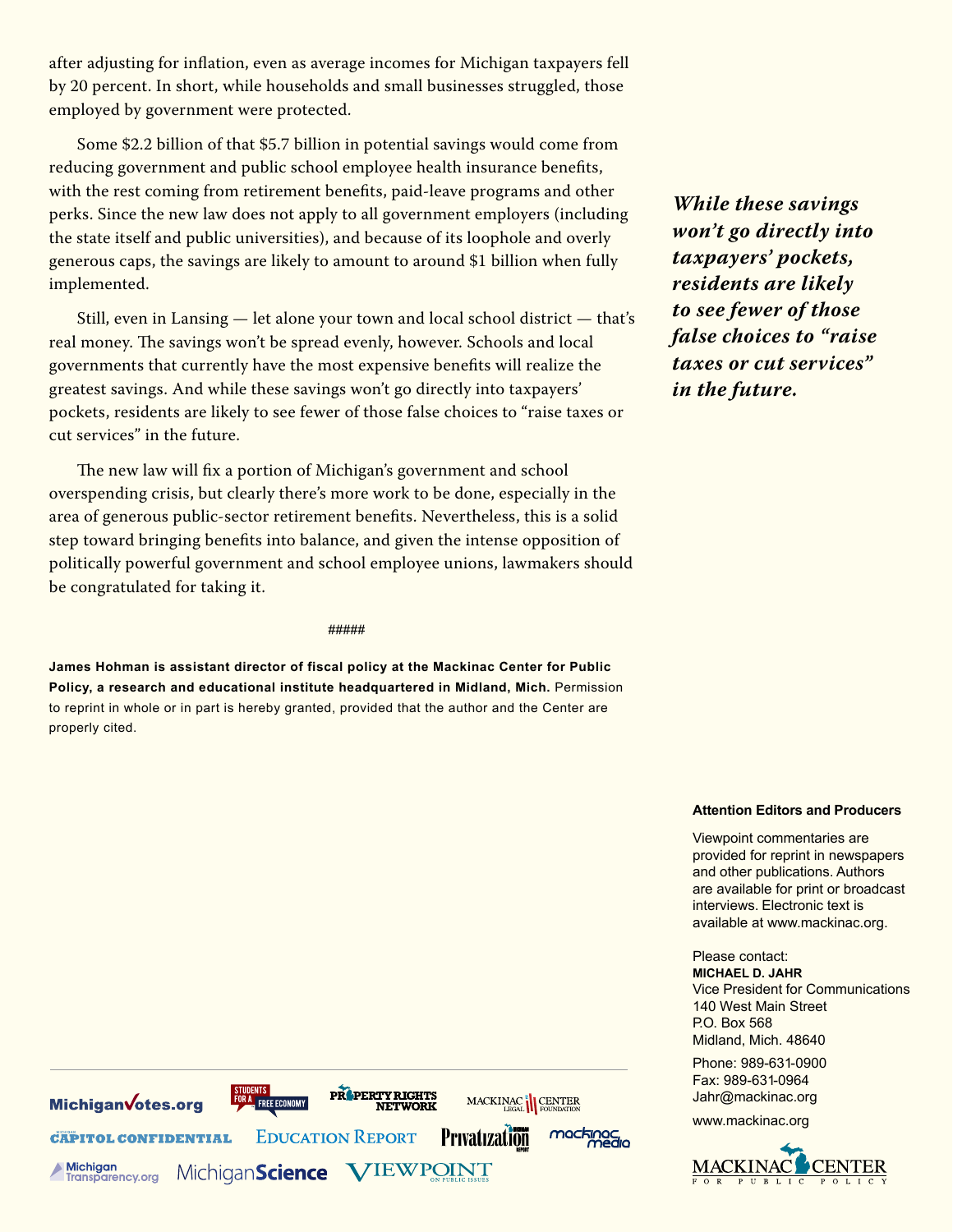after adjusting for inflation, even as average incomes for Michigan taxpayers fell by 20 percent. In short, while households and small businesses struggled, those employed by government were protected.

Some $2.2 billion of that $5.7 billion in potential savings would come from reducing government and public school employee health insurance benefits, with the rest coming from retirement benefits, paid-leave programs and other perks. Since the new law does not apply to all government employers (including the state itself and public universities), and because of its loophole and overly generous caps, the savings are likely to amount to around $1 billion when fully implemented.

Still, even in Lansing — let alone your town and local school district — that's real money. The savings won't be spread evenly, however. Schools and local governments that currently have the most expensive benefits will realize the greatest savings. And while these savings won't go directly into taxpayers' pockets, residents are likely to see fewer of those false choices to "raise taxes or cut services" in the future.

***While these savings won't go directly into taxpayers' pockets, residents are likely to see fewer of those false choices to "raise taxes or cut services" in the future.***

The new law will fix a portion of Michigan's government and school overspending crisis, but clearly there's more work to be done, especially in the area of generous public-sector retirement benefits. Nevertheless, this is a solid step toward bringing benefits into balance, and given the intense opposition of politically powerful government and school employee unions, lawmakers should be congratulated for taking it.

#####

**James Hohman is assistant director of fiscal policy at the Mackinac Center for Public Policy, a research and educational institute headquartered in Midland, Mich.** Permission to reprint in whole or in part is hereby granted, provided that the author and the Center are properly cited.

**Attention Editors and Producers**

Viewpoint commentaries are provided for reprint in newspapers and other publications. Authors are available for print or broadcast interviews. Electronic text is available at www.mackinac.org.

Please contact:
**MICHAEL D. JAHR**
Vice President for Communications
140 West Main Street
P.O. Box 568
Midland, Mich. 48640

Phone: 989-631-0900
Fax: 989-631-0964
Jahr@mackinac.org

www.mackinac.org

MichiganVotes.org · Students for a Free Economy · Property Rights Network · Mackinac Center Legal Foundation · Michigan Capitol Confidential · Education Report · Michigan Privatization Report · Mackinac Media · Michigan Transparency.org · MichiganScience · Viewpoint on Public Issues

MACKINAC CENTER FOR PUBLIC POLICY